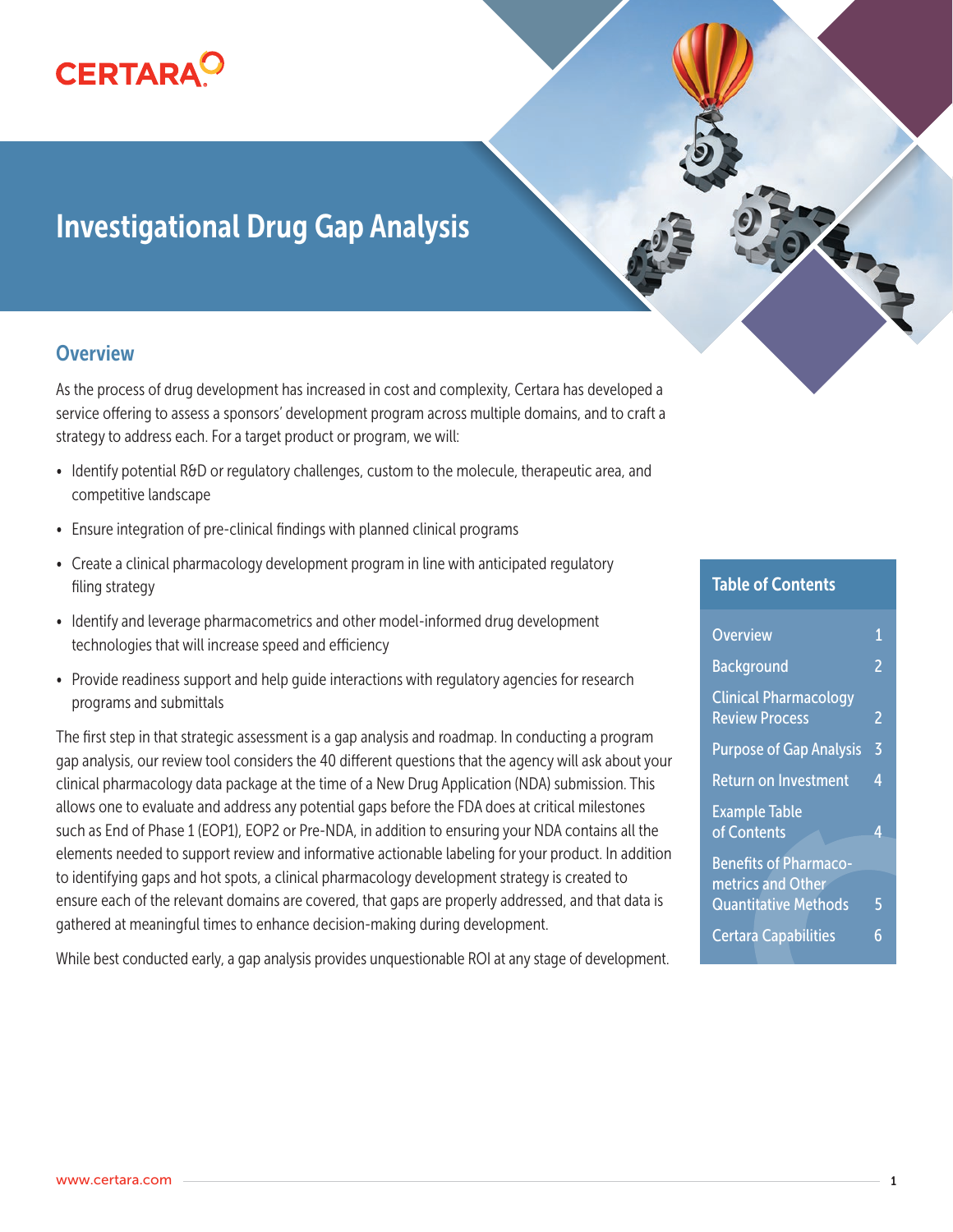# Investigational Drug Gap Analysis

## Overview

As the process of drug development has increased in cost and complexity, Certara has developed a service offering to assess a sponsors' development program across multiple domains, and to craft a strategy to address each. For a target product or program, we will:

- Identify potential R&D or regulatory challenges, custom to the molecule, therapeutic area, and competitive landscape
- Ensure integration of pre-clinical findings with planned clinical programs
- Create a clinical pharmacology development program in line with anticipated regulatory filing strategy
- Identify and leverage pharmacometrics and other model-informed drug development technologies that will increase speed and efficiency
- Provide readiness support and help guide interactions with regulatory agencies for research programs and submittals

The first step in that strategic assessment is a gap analysis and roadmap. In conducting a program gap analysis, our review tool considers the 40 different questions that the agency will ask about your clinical pharmacology data package at the time of a New Drug Application (NDA) submission. This allows one to evaluate and address any potential gaps before the FDA does at critical milestones such as End of Phase 1 (EOP1), EOP2 or Pre-NDA, in addition to ensuring your NDA contains all the elements needed to support review and informative actionable labeling for your product. In addition to identifying gaps and hot spots, a clinical pharmacology development strategy is created to ensure each of the relevant domains are covered, that gaps are properly addressed, and that data is gathered at meaningful times to enhance decision-making during development.

While best conducted early, a gap analysis provides unquestionable ROI at any stage of development.

### Table of Contents

| | |
|---|---|
| Overview | 1 |
| Background | 2 |
| Clinical Pharmacology Review Process | 2 |
| Purpose of Gap Analysis | 3 |
| Return on Investment | 4 |
| Example Table of Contents | 4 |
| Benefits of Pharmacometrics and Other Quantitative Methods | 5 |
| Certara Capabilities | 6 |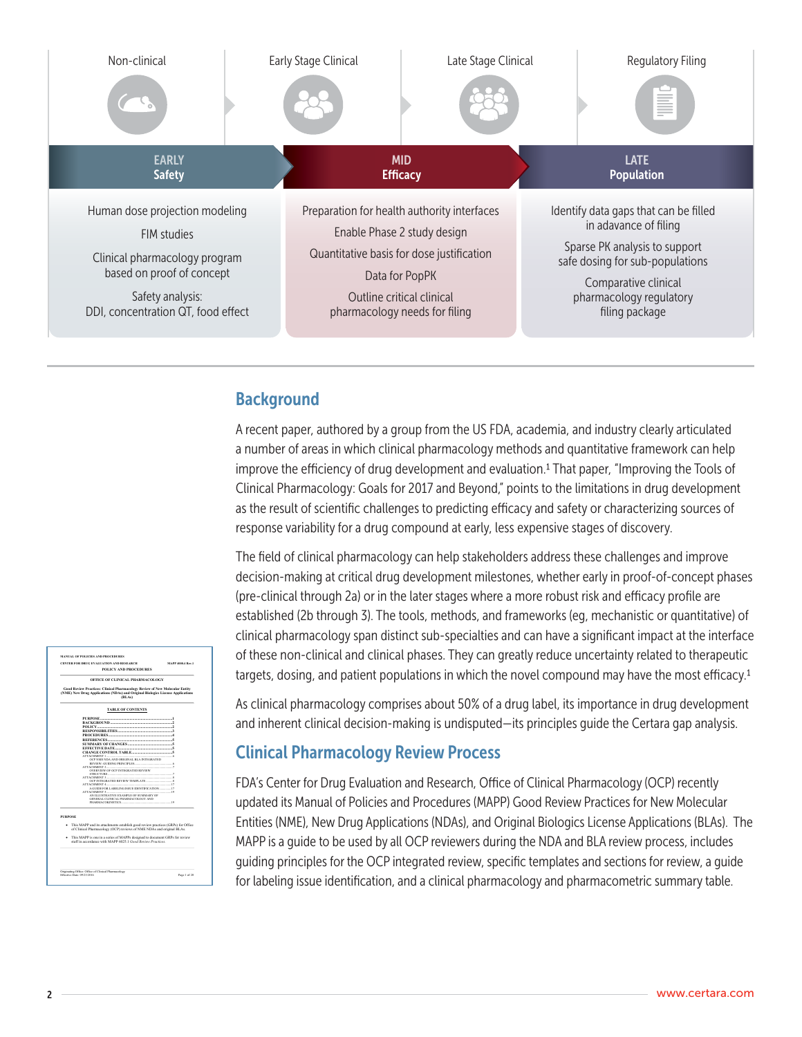| Non-clinical | Early Stage Clinical | Late Stage Clinical | Regulatory Filing |
|---|---|---|---|

| EARLY Safety | MID Efficacy | LATE Population |
|---|---|---|
| Human dose projection modeling | Preparation for health authority interfaces | Identify data gaps that can be filled in adavance of filing |
| FIM studies | Enable Phase 2 study design | Sparse PK analysis to support safe dosing for sub-populations |
| Clinical pharmacology program based on proof of concept | Quantitative basis for dose justification | Comparative clinical pharmacology regulatory filing package |
| Safety analysis: DDI, concentration QT, food effect | Data for PopPK | |
| | Outline critical clinical pharmacology needs for filing | |

## Background

A recent paper, authored by a group from the US FDA, academia, and industry clearly articulated a number of areas in which clinical pharmacology methods and quantitative framework can help improve the efficiency of drug development and evaluation.[1] That paper, "Improving the Tools of Clinical Pharmacology: Goals for 2017 and Beyond," points to the limitations in drug development as the result of scientific challenges to predicting efficacy and safety or characterizing sources of response variability for a drug compound at early, less expensive stages of discovery.

The field of clinical pharmacology can help stakeholders address these challenges and improve decision-making at critical drug development milestones, whether early in proof-of-concept phases (pre-clinical through 2a) or in the later stages where a more robust risk and efficacy profile are established (2b through 3). The tools, methods, and frameworks (eg, mechanistic or quantitative) of clinical pharmacology span distinct sub-specialties and can have a significant impact at the interface of these non-clinical and clinical phases. They can greatly reduce uncertainty related to therapeutic targets, dosing, and patient populations in which the novel compound may have the most efficacy.[1]

As clinical pharmacology comprises about 50% of a drug label, its importance in drug development and inherent clinical decision-making is undisputed—its principles guide the Certara gap analysis.

## Clinical Pharmacology Review Process

FDA's Center for Drug Evaluation and Research, Office of Clinical Pharmacology (OCP) recently updated its Manual of Policies and Procedures (MAPP) Good Review Practices for New Molecular Entities (NME), New Drug Applications (NDAs), and Original Biologics License Applications (BLAs). The MAPP is a guide to be used by all OCP reviewers during the NDA and BLA review process, includes guiding principles for the OCP integrated review, specific templates and sections for review, a guide for labeling issue identification, and a clinical pharmacology and pharmacometric summary table.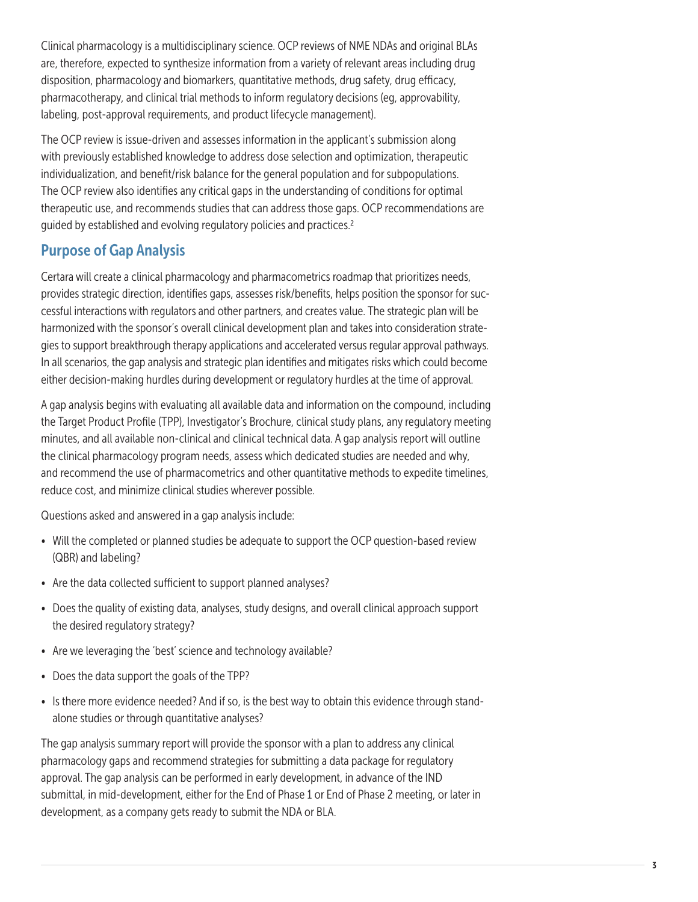Clinical pharmacology is a multidisciplinary science. OCP reviews of NME NDAs and original BLAs are, therefore, expected to synthesize information from a variety of relevant areas including drug disposition, pharmacology and biomarkers, quantitative methods, drug safety, drug efficacy, pharmacotherapy, and clinical trial methods to inform regulatory decisions (eg, approvability, labeling, post-approval requirements, and product lifecycle management).

The OCP review is issue-driven and assesses information in the applicant's submission along with previously established knowledge to address dose selection and optimization, therapeutic individualization, and benefit/risk balance for the general population and for subpopulations. The OCP review also identifies any critical gaps in the understanding of conditions for optimal therapeutic use, and recommends studies that can address those gaps. OCP recommendations are guided by established and evolving regulatory policies and practices.[2]

## Purpose of Gap Analysis

Certara will create a clinical pharmacology and pharmacometrics roadmap that prioritizes needs, provides strategic direction, identifies gaps, assesses risk/benefits, helps position the sponsor for successful interactions with regulators and other partners, and creates value. The strategic plan will be harmonized with the sponsor's overall clinical development plan and takes into consideration strategies to support breakthrough therapy applications and accelerated versus regular approval pathways. In all scenarios, the gap analysis and strategic plan identifies and mitigates risks which could become either decision-making hurdles during development or regulatory hurdles at the time of approval.

A gap analysis begins with evaluating all available data and information on the compound, including the Target Product Profile (TPP), Investigator's Brochure, clinical study plans, any regulatory meeting minutes, and all available non-clinical and clinical technical data. A gap analysis report will outline the clinical pharmacology program needs, assess which dedicated studies are needed and why, and recommend the use of pharmacometrics and other quantitative methods to expedite timelines, reduce cost, and minimize clinical studies wherever possible.

Questions asked and answered in a gap analysis include:

- Will the completed or planned studies be adequate to support the OCP question-based review (QBR) and labeling?
- Are the data collected sufficient to support planned analyses?
- Does the quality of existing data, analyses, study designs, and overall clinical approach support the desired regulatory strategy?
- Are we leveraging the 'best' science and technology available?
- Does the data support the goals of the TPP?
- Is there more evidence needed? And if so, is the best way to obtain this evidence through stand-alone studies or through quantitative analyses?

The gap analysis summary report will provide the sponsor with a plan to address any clinical pharmacology gaps and recommend strategies for submitting a data package for regulatory approval. The gap analysis can be performed in early development, in advance of the IND submittal, in mid-development, either for the End of Phase 1 or End of Phase 2 meeting, or later in development, as a company gets ready to submit the NDA or BLA.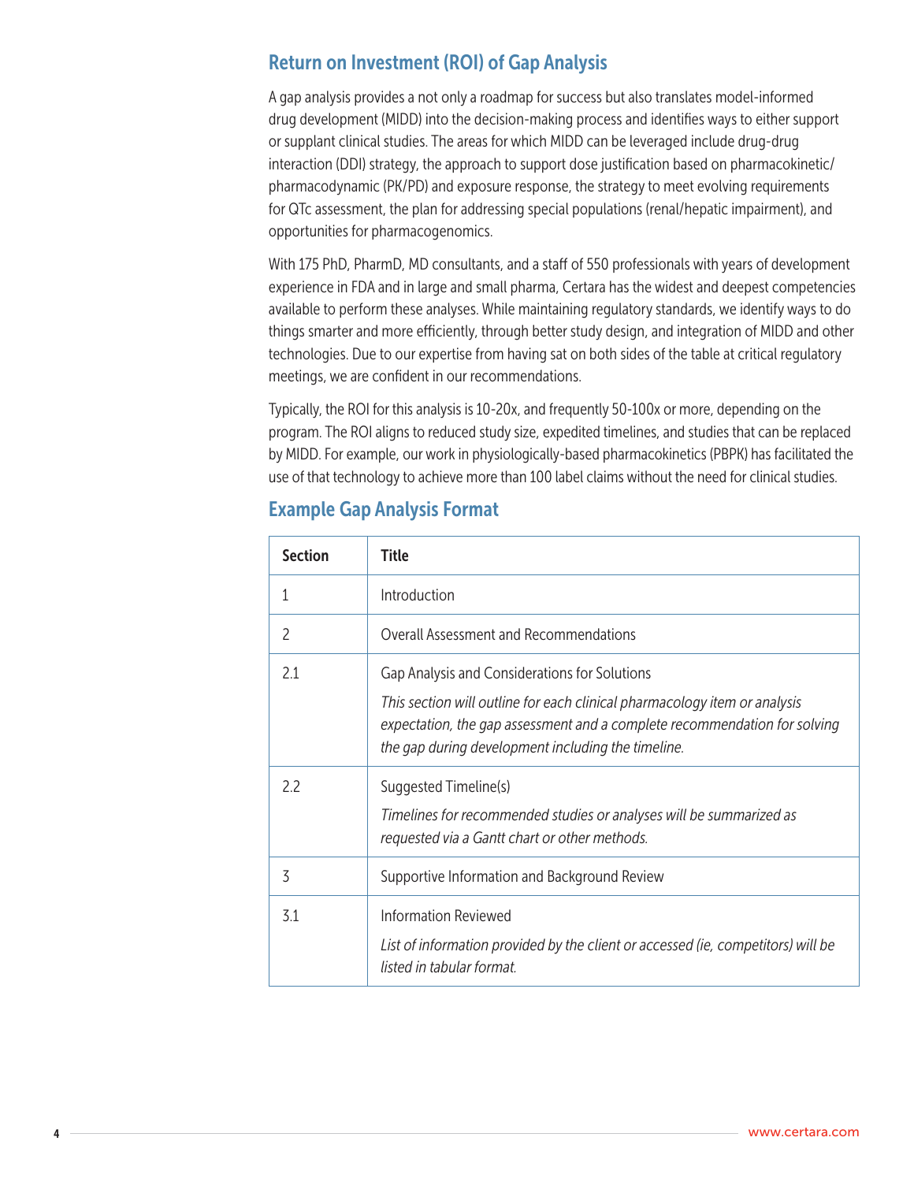## Return on Investment (ROI) of Gap Analysis

A gap analysis provides a not only a roadmap for success but also translates model-informed drug development (MIDD) into the decision-making process and identifies ways to either support or supplant clinical studies. The areas for which MIDD can be leveraged include drug-drug interaction (DDI) strategy, the approach to support dose justification based on pharmacokinetic/ pharmacodynamic (PK/PD) and exposure response, the strategy to meet evolving requirements for QTc assessment, the plan for addressing special populations (renal/hepatic impairment), and opportunities for pharmacogenomics.

With 175 PhD, PharmD, MD consultants, and a staff of 550 professionals with years of development experience in FDA and in large and small pharma, Certara has the widest and deepest competencies available to perform these analyses. While maintaining regulatory standards, we identify ways to do things smarter and more efficiently, through better study design, and integration of MIDD and other technologies. Due to our expertise from having sat on both sides of the table at critical regulatory meetings, we are confident in our recommendations.

Typically, the ROI for this analysis is 10-20x, and frequently 50-100x or more, depending on the program. The ROI aligns to reduced study size, expedited timelines, and studies that can be replaced by MIDD. For example, our work in physiologically-based pharmacokinetics (PBPK) has facilitated the use of that technology to achieve more than 100 label claims without the need for clinical studies.

## Example Gap Analysis Format

| Section | Title |
|---|---|
| 1 | Introduction |
| 2 | Overall Assessment and Recommendations |
| 2.1 | Gap Analysis and Considerations for Solutions<br>*This section will outline for each clinical pharmacology item or analysis expectation, the gap assessment and a complete recommendation for solving the gap during development including the timeline.* |
| 2.2 | Suggested Timeline(s)<br>*Timelines for recommended studies or analyses will be summarized as requested via a Gantt chart or other methods.* |
| 3 | Supportive Information and Background Review |
| 3.1 | Information Reviewed<br>*List of information provided by the client or accessed (ie, competitors) will be listed in tabular format.* |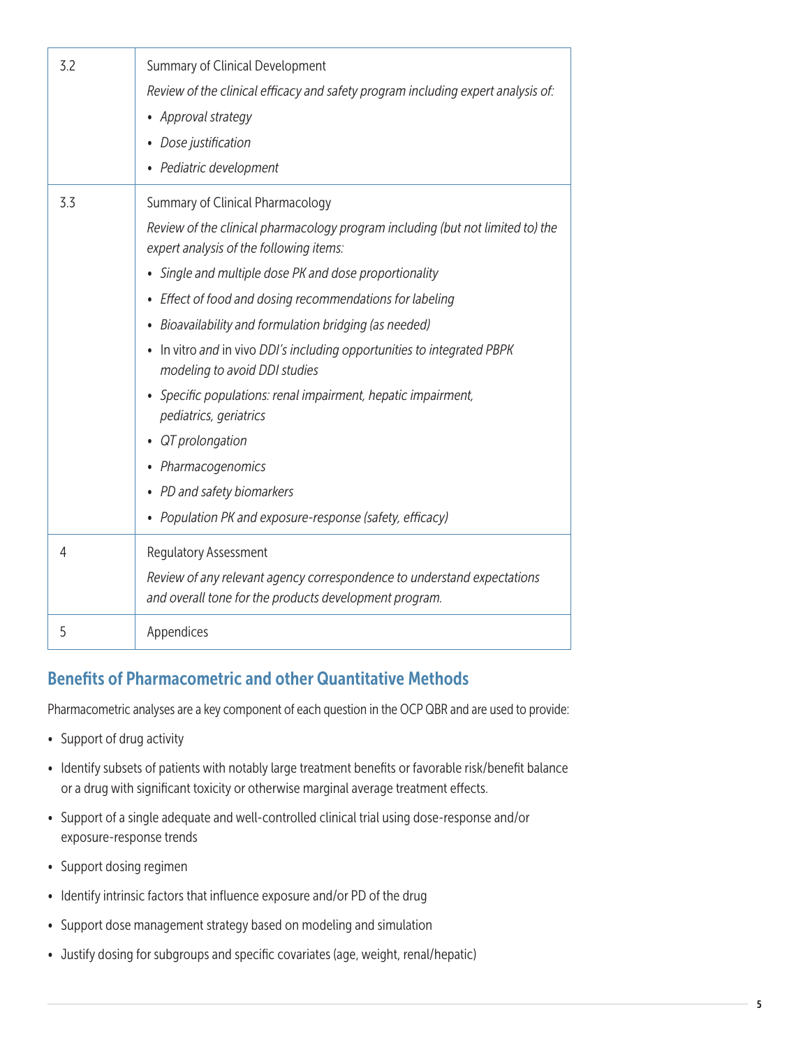| | |
|---|---|
| 3.2 | Summary of Clinical Development<br>*Review of the clinical efficacy and safety program including expert analysis of:*<br>• *Approval strategy*<br>• *Dose justification*<br>• *Pediatric development* |
| 3.3 | Summary of Clinical Pharmacology<br>*Review of the clinical pharmacology program including (but not limited to) the expert analysis of the following items:*<br>• *Single and multiple dose PK and dose proportionality*<br>• *Effect of food and dosing recommendations for labeling*<br>• *Bioavailability and formulation bridging (as needed)*<br>• In vitro *and* in vivo *DDI's including opportunities to integrated PBPK modeling to avoid DDI studies*<br>• *Specific populations: renal impairment, hepatic impairment, pediatrics, geriatrics*<br>• *QT prolongation*<br>• *Pharmacogenomics*<br>• *PD and safety biomarkers*<br>• *Population PK and exposure-response (safety, efficacy)* |
| 4 | Regulatory Assessment<br>*Review of any relevant agency correspondence to understand expectations and overall tone for the products development program.* |
| 5 | Appendices |

## Benefits of Pharmacometric and other Quantitative Methods

Pharmacometric analyses are a key component of each question in the OCP QBR and are used to provide:

- Support of drug activity
- Identify subsets of patients with notably large treatment benefits or favorable risk/benefit balance or a drug with significant toxicity or otherwise marginal average treatment effects.
- Support of a single adequate and well-controlled clinical trial using dose-response and/or exposure-response trends
- Support dosing regimen
- Identify intrinsic factors that influence exposure and/or PD of the drug
- Support dose management strategy based on modeling and simulation
- Justify dosing for subgroups and specific covariates (age, weight, renal/hepatic)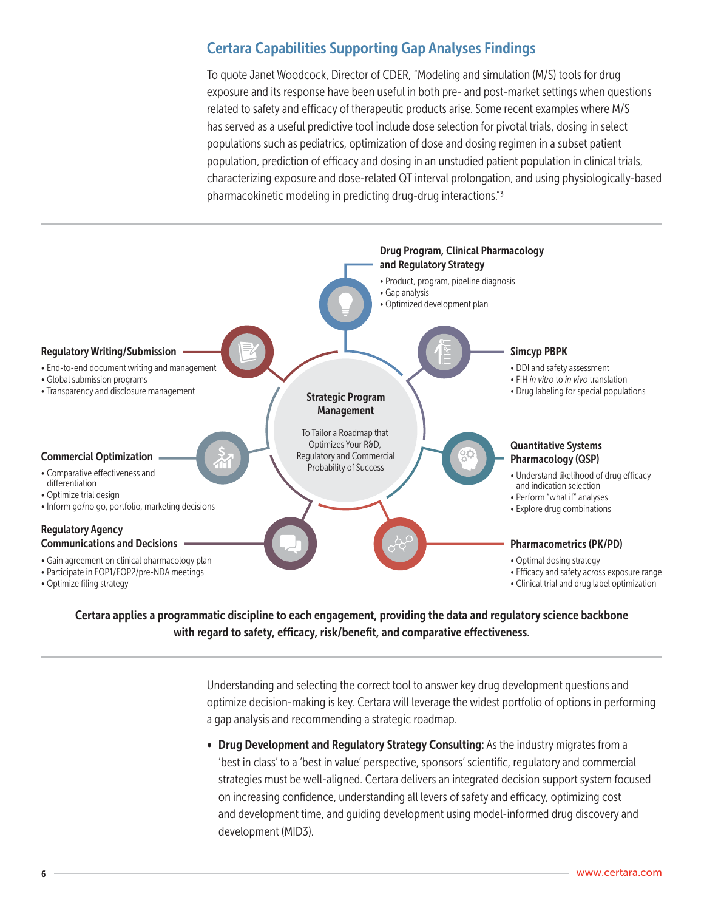## Certara Capabilities Supporting Gap Analyses Findings

To quote Janet Woodcock, Director of CDER, "Modeling and simulation (M/S) tools for drug exposure and its response have been useful in both pre- and post-market settings when questions related to safety and efficacy of therapeutic products arise. Some recent examples where M/S has served as a useful predictive tool include dose selection for pivotal trials, dosing in select populations such as pediatrics, optimization of dose and dosing regimen in a subset patient population, prediction of efficacy and dosing in an unstudied patient population in clinical trials, characterizing exposure and dose-related QT interval prolongation, and using physiologically-based pharmacokinetic modeling in predicting drug-drug interactions."[3]

**Strategic Program Management**

To Tailor a Roadmap that Optimizes Your R&D, Regulatory and Commercial Probability of Success

**Drug Program, Clinical Pharmacology and Regulatory Strategy**

- Product, program, pipeline diagnosis
- Gap analysis
- Optimized development plan

**Simcyp PBPK**

- DDI and safety assessment
- FIH *in vitro* to *in vivo* translation
- Drug labeling for special populations

**Quantitative Systems Pharmacology (QSP)**

- Understand likelihood of drug efficacy and indication selection
- Perform "what if" analyses
- Explore drug combinations

**Pharmacometrics (PK/PD)**

- Optimal dosing strategy
- Efficacy and safety across exposure range
- Clinical trial and drug label optimization

**Regulatory Agency Communications and Decisions**

- Gain agreement on clinical pharmacology plan
- Participate in EOP1/EOP2/pre-NDA meetings
- Optimize filing strategy

**Commercial Optimization**

- Comparative effectiveness and differentiation
- Optimize trial design
- Inform go/no go, portfolio, marketing decisions

**Regulatory Writing/Submission**

- End-to-end document writing and management
- Global submission programs
- Transparency and disclosure management

**Certara applies a programmatic discipline to each engagement, providing the data and regulatory science backbone with regard to safety, efficacy, risk/benefit, and comparative effectiveness.**

Understanding and selecting the correct tool to answer key drug development questions and optimize decision-making is key. Certara will leverage the widest portfolio of options in performing a gap analysis and recommending a strategic roadmap.

- **Drug Development and Regulatory Strategy Consulting:** As the industry migrates from a 'best in class' to a 'best in value' perspective, sponsors' scientific, regulatory and commercial strategies must be well-aligned. Certara delivers an integrated decision support system focused on increasing confidence, understanding all levers of safety and efficacy, optimizing cost and development time, and guiding development using model-informed drug discovery and development (MID3).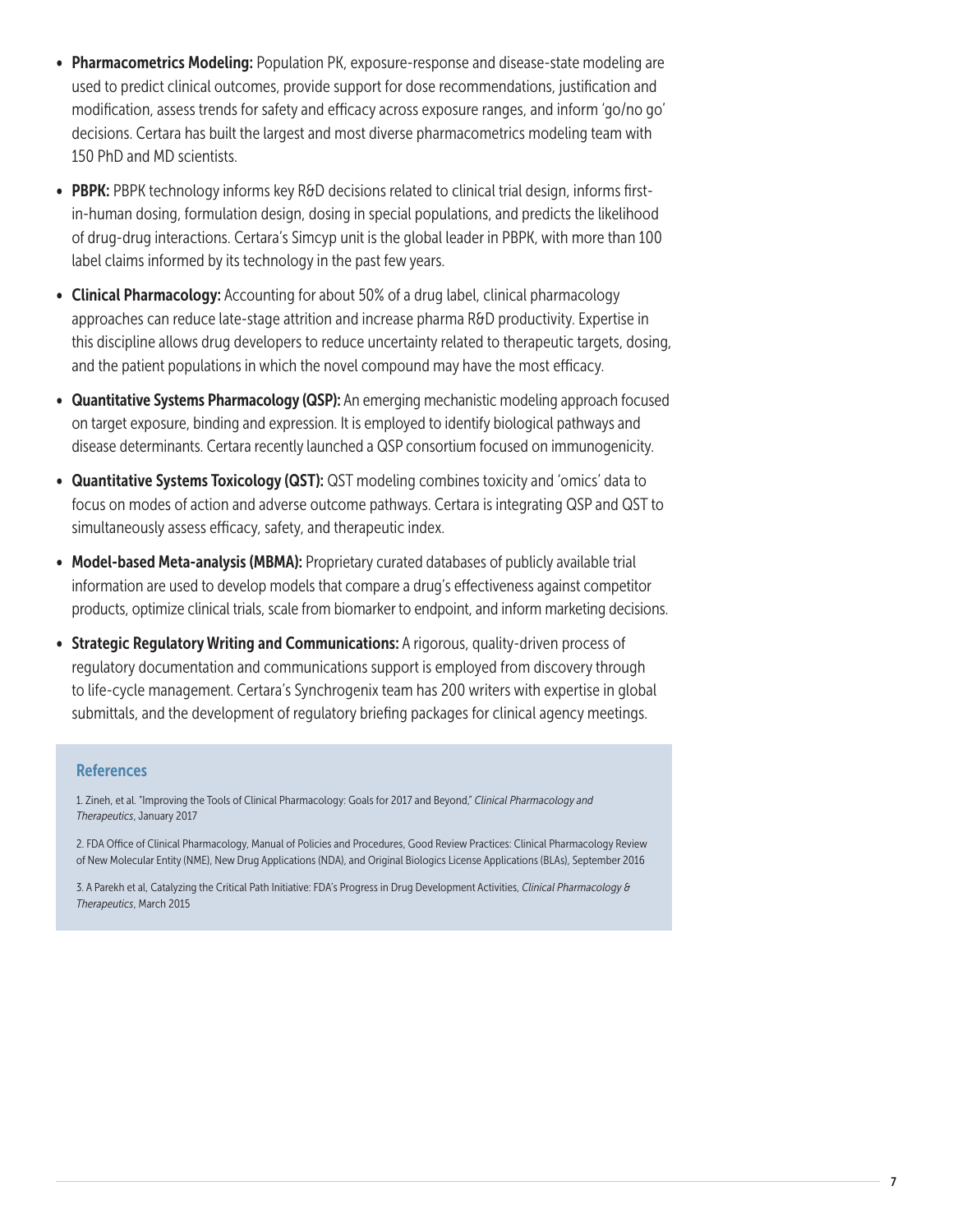- **Pharmacometrics Modeling:** Population PK, exposure-response and disease-state modeling are used to predict clinical outcomes, provide support for dose recommendations, justification and modification, assess trends for safety and efficacy across exposure ranges, and inform 'go/no go' decisions. Certara has built the largest and most diverse pharmacometrics modeling team with 150 PhD and MD scientists.
- **PBPK:** PBPK technology informs key R&D decisions related to clinical trial design, informs first-in-human dosing, formulation design, dosing in special populations, and predicts the likelihood of drug-drug interactions. Certara's Simcyp unit is the global leader in PBPK, with more than 100 label claims informed by its technology in the past few years.
- **Clinical Pharmacology:** Accounting for about 50% of a drug label, clinical pharmacology approaches can reduce late-stage attrition and increase pharma R&D productivity. Expertise in this discipline allows drug developers to reduce uncertainty related to therapeutic targets, dosing, and the patient populations in which the novel compound may have the most efficacy.
- **Quantitative Systems Pharmacology (QSP):** An emerging mechanistic modeling approach focused on target exposure, binding and expression. It is employed to identify biological pathways and disease determinants. Certara recently launched a QSP consortium focused on immunogenicity.
- **Quantitative Systems Toxicology (QST):** QST modeling combines toxicity and 'omics' data to focus on modes of action and adverse outcome pathways. Certara is integrating QSP and QST to simultaneously assess efficacy, safety, and therapeutic index.
- **Model-based Meta-analysis (MBMA):** Proprietary curated databases of publicly available trial information are used to develop models that compare a drug's effectiveness against competitor products, optimize clinical trials, scale from biomarker to endpoint, and inform marketing decisions.
- **Strategic Regulatory Writing and Communications:** A rigorous, quality-driven process of regulatory documentation and communications support is employed from discovery through to life-cycle management. Certara's Synchrogenix team has 200 writers with expertise in global submittals, and the development of regulatory briefing packages for clinical agency meetings.

## References

1. Zineh, et al. "Improving the Tools of Clinical Pharmacology: Goals for 2017 and Beyond," *Clinical Pharmacology and Therapeutics*, January 2017

2. FDA Office of Clinical Pharmacology, Manual of Policies and Procedures, Good Review Practices: Clinical Pharmacology Review of New Molecular Entity (NME), New Drug Applications (NDA), and Original Biologics License Applications (BLAs), September 2016

3. A Parekh et al, Catalyzing the Critical Path Initiative: FDA's Progress in Drug Development Activities, *Clinical Pharmacology & Therapeutics*, March 2015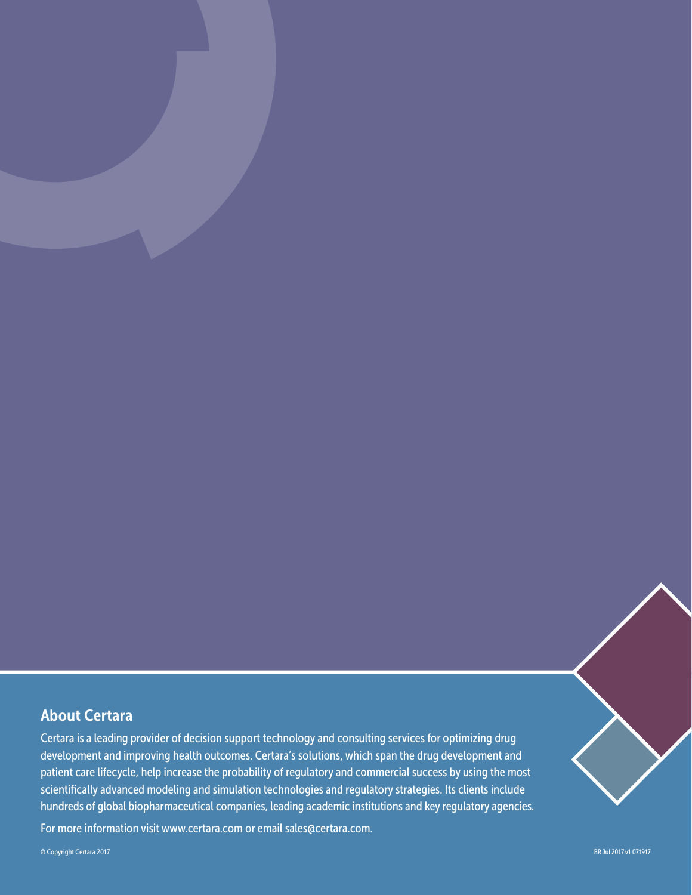## About Certara

Certara is a leading provider of decision support technology and consulting services for optimizing drug development and improving health outcomes. Certara's solutions, which span the drug development and patient care lifecycle, help increase the probability of regulatory and commercial success by using the most scientifically advanced modeling and simulation technologies and regulatory strategies. Its clients include hundreds of global biopharmaceutical companies, leading academic institutions and key regulatory agencies.

For more information visit www.certara.com or email sales@certara.com.

© Copyright Certara 2017

BR Jul 2017 v1 071917